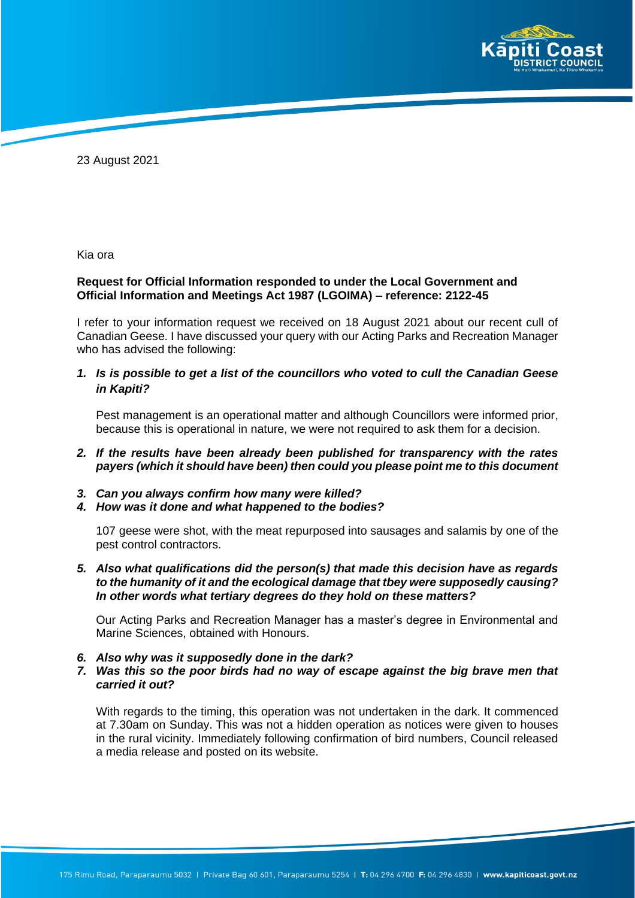23 August 2021

Kia ora

**Request for Official Information responded to under the Local Government and Official Information and Meetings Act 1987 (LGOIMA) – reference: 2122-45**

I refer to your information request we received on 18 August 2021 about our recent cull of Canadian Geese. I have discussed your query with our Acting Parks and Recreation Manager who has advised the following:

1. ***Is is possible to get a list of the councillors who voted to cull the Canadian Geese in Kapiti?***

   Pest management is an operational matter and although Councillors were informed prior, because this is operational in nature, we were not required to ask them for a decision.

2. ***If the results have been already been published for transparency with the rates payers (which it should have been) then could you please point me to this document***

3. ***Can you always confirm how many were killed?***
4. ***How was it done and what happened to the bodies?***

   107 geese were shot, with the meat repurposed into sausages and salamis by one of the pest control contractors.

5. ***Also what qualifications did the person(s) that made this decision have as regards to the humanity of it and the ecological damage that tbey were supposedly causing? In other words what tertiary degrees do they hold on these matters?***

   Our Acting Parks and Recreation Manager has a master's degree in Environmental and Marine Sciences, obtained with Honours.

6. ***Also why was it supposedly done in the dark?***
7. ***Was this so the poor birds had no way of escape against the big brave men that carried it out?***

   With regards to the timing, this operation was not undertaken in the dark. It commenced at 7.30am on Sunday. This was not a hidden operation as notices were given to houses in the rural vicinity. Immediately following confirmation of bird numbers, Council released a media release and posted on its website.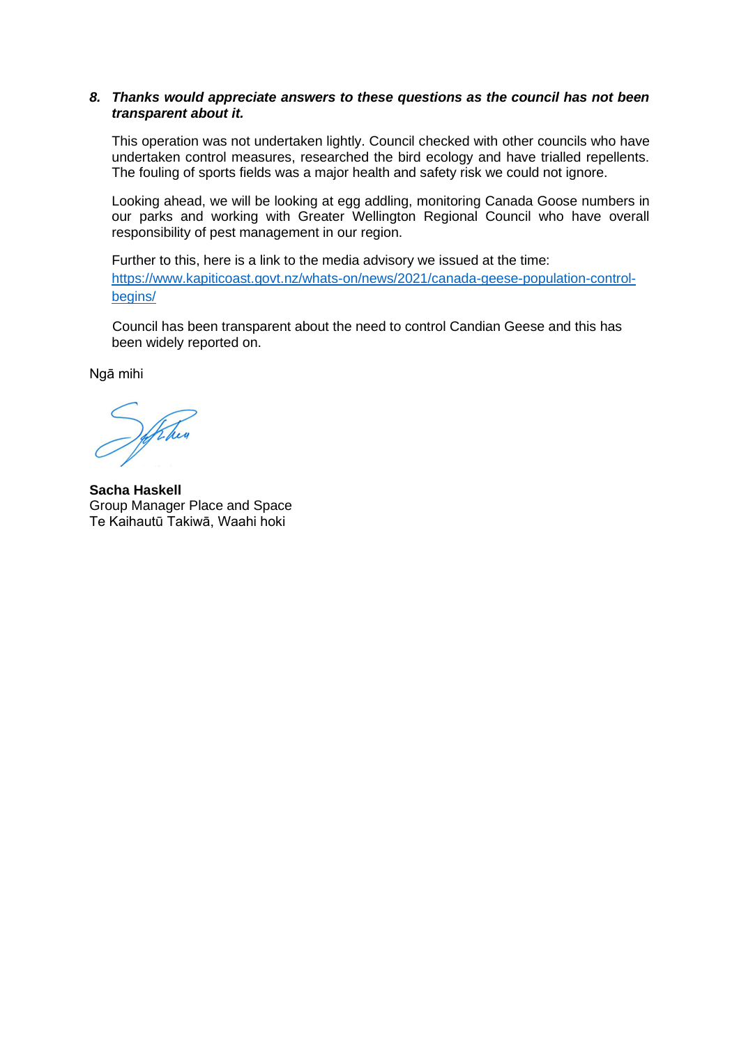8. ***Thanks would appreciate answers to these questions as the council has not been transparent about it.***

   This operation was not undertaken lightly. Council checked with other councils who have undertaken control measures, researched the bird ecology and have trialled repellents. The fouling of sports fields was a major health and safety risk we could not ignore.

   Looking ahead, we will be looking at egg addling, monitoring Canada Goose numbers in our parks and working with Greater Wellington Regional Council who have overall responsibility of pest management in our region.

   Further to this, here is a link to the media advisory we issued at the time: [https://www.kapiticoast.govt.nz/whats-on/news/2021/canada-geese-population-control-begins/](https://www.kapiticoast.govt.nz/whats-on/news/2021/canada-geese-population-control-begins/)

   Council has been transparent about the need to control Candian Geese and this has been widely reported on.

Ngā mihi

**Sacha Haskell**
Group Manager Place and Space
Te Kaihautū Takiwā, Waahi hoki